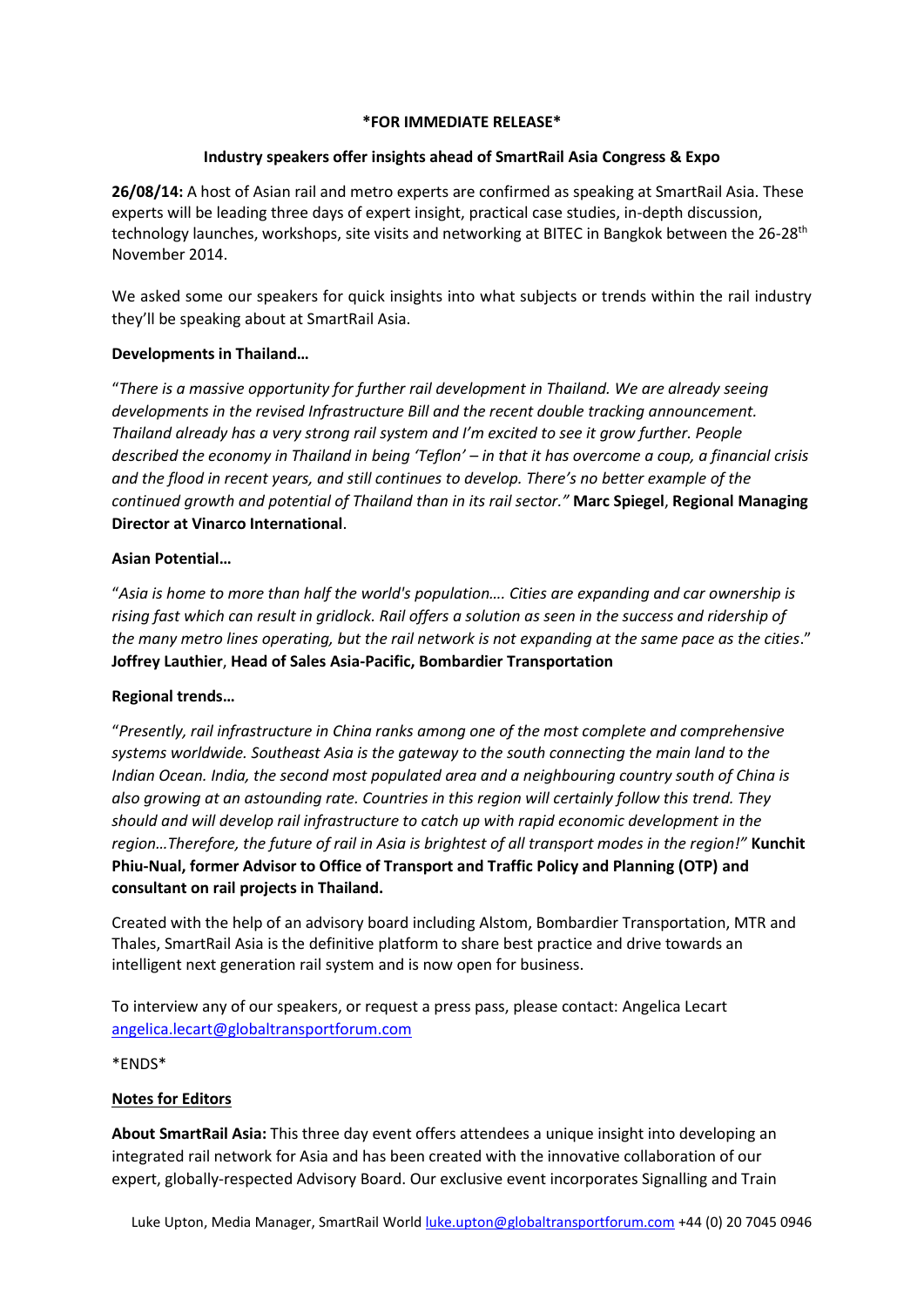**\*FOR IMMEDIATE RELEASE\***

**Industry speakers offer insights ahead of SmartRail Asia Congress & Expo**

**26/08/14:** A host of Asian rail and metro experts are confirmed as speaking at SmartRail Asia. These experts will be leading three days of expert insight, practical case studies, in-depth discussion, technology launches, workshops, site visits and networking at BITEC in Bangkok between the 26-28th November 2014.

We asked some our speakers for quick insights into what subjects or trends within the rail industry they'll be speaking about at SmartRail Asia.

**Developments in Thailand…**

"*There is a massive opportunity for further rail development in Thailand. We are already seeing developments in the revised Infrastructure Bill and the recent double tracking announcement. Thailand already has a very strong rail system and I'm excited to see it grow further. People described the economy in Thailand in being 'Teflon' – in that it has overcome a coup, a financial crisis and the flood in recent years, and still continues to develop. There's no better example of the continued growth and potential of Thailand than in its rail sector."* **Marc Spiegel**, **Regional Managing Director at Vinarco International**.

**Asian Potential…**

"*Asia is home to more than half the world's population…. Cities are expanding and car ownership is rising fast which can result in gridlock. Rail offers a solution as seen in the success and ridership of the many metro lines operating, but the rail network is not expanding at the same pace as the cities*." **Joffrey Lauthier**, **Head of Sales Asia-Pacific, Bombardier Transportation**

**Regional trends…**

"*Presently, rail infrastructure in China ranks among one of the most complete and comprehensive systems worldwide. Southeast Asia is the gateway to the south connecting the main land to the Indian Ocean. India, the second most populated area and a neighbouring country south of China is also growing at an astounding rate. Countries in this region will certainly follow this trend. They should and will develop rail infrastructure to catch up with rapid economic development in the region…Therefore, the future of rail in Asia is brightest of all transport modes in the region!"* **Kunchit Phiu-Nual, former Advisor to Office of Transport and Traffic Policy and Planning (OTP) and consultant on rail projects in Thailand.**

Created with the help of an advisory board including Alstom, Bombardier Transportation, MTR and Thales, SmartRail Asia is the definitive platform to share best practice and drive towards an intelligent next generation rail system and is now open for business.

To interview any of our speakers, or request a press pass, please contact: Angelica Lecart angelica.lecart@globaltransportforum.com

\*ENDS\*

**Notes for Editors**

**About SmartRail Asia:** This three day event offers attendees a unique insight into developing an integrated rail network for Asia and has been created with the innovative collaboration of our expert, globally-respected Advisory Board. Our exclusive event incorporates Signalling and Train

Luke Upton, Media Manager, SmartRail World luke.upton@globaltransportforum.com +44 (0) 20 7045 0946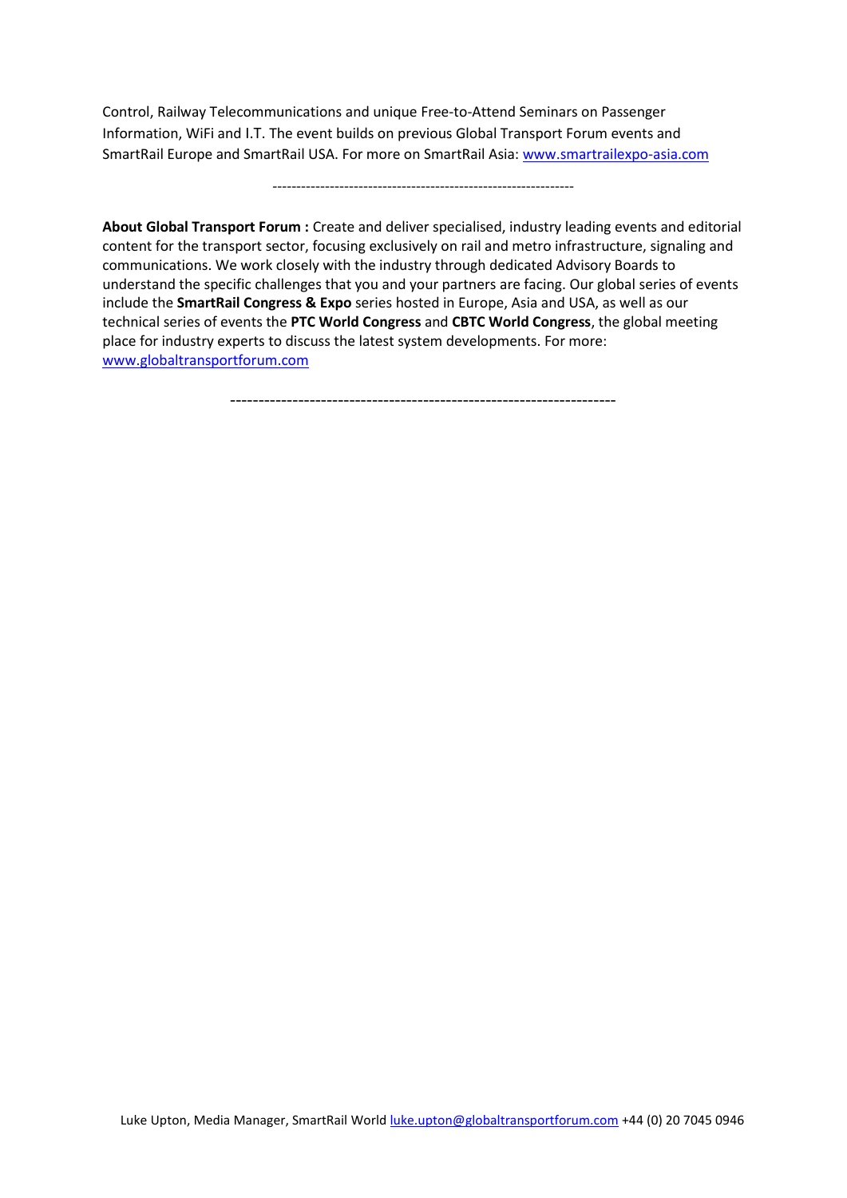Control, Railway Telecommunications and unique Free-to-Attend Seminars on Passenger Information, WiFi and I.T. The event builds on previous Global Transport Forum events and SmartRail Europe and SmartRail USA. For more on SmartRail Asia: www.smartrailexpo-asia.com

---------------------------------------------------------------

**About Global Transport Forum :** Create and deliver specialised, industry leading events and editorial content for the transport sector, focusing exclusively on rail and metro infrastructure, signaling and communications. We work closely with the industry through dedicated Advisory Boards to understand the specific challenges that you and your partners are facing. Our global series of events include the **SmartRail Congress & Expo** series hosted in Europe, Asia and USA, as well as our technical series of events the **PTC World Congress** and **CBTC World Congress**, the global meeting place for industry experts to discuss the latest system developments. For more: www.globaltransportforum.com

-------------------------------------------------------------------

Luke Upton, Media Manager, SmartRail World luke.upton@globaltransportforum.com +44 (0) 20 7045 0946